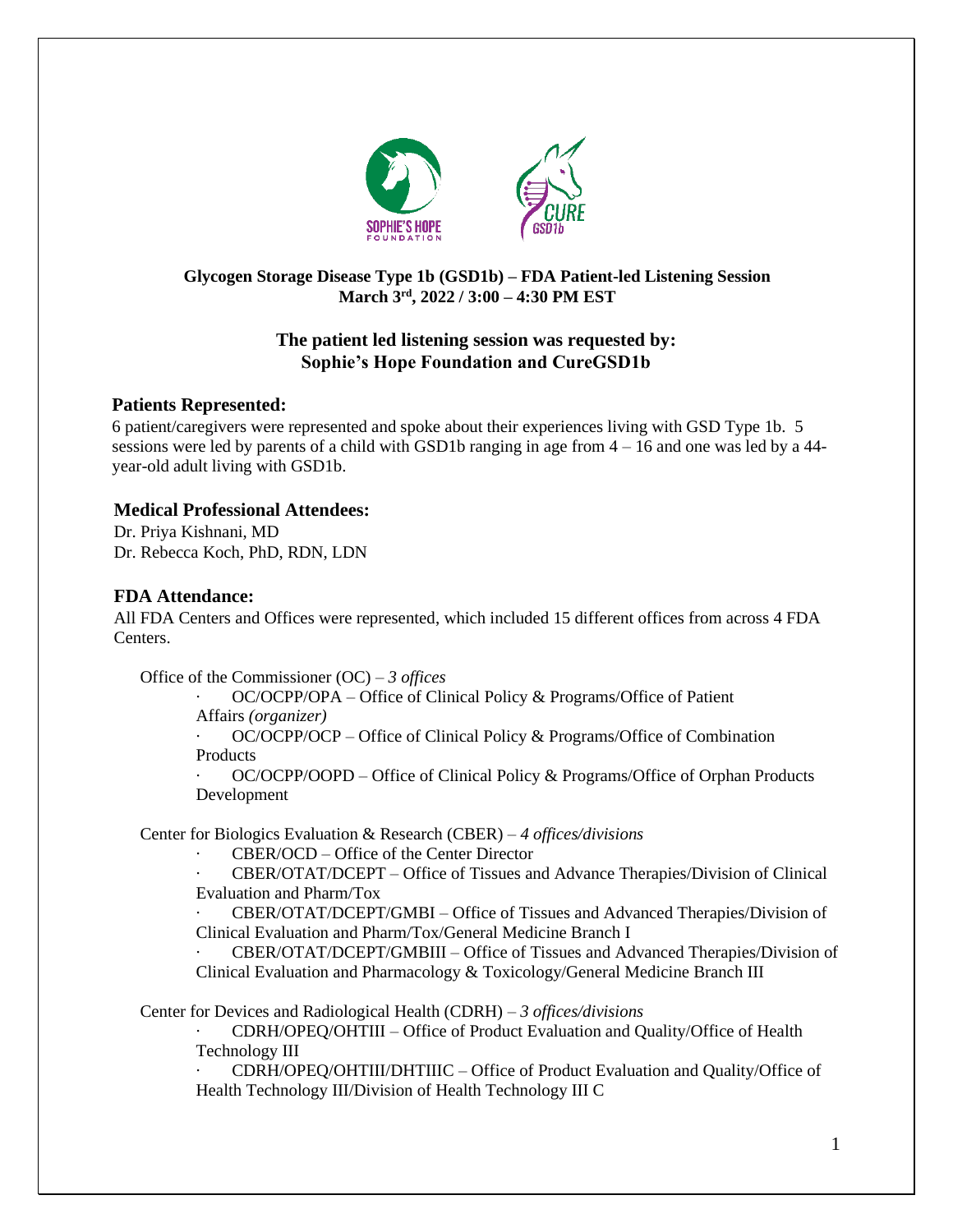**Glycogen Storage Disease Type 1b (GSD1b) – FDA Patient-led Listening Session**
**March 3rd, 2022 / 3:00 – 4:30 PM EST**

## The patient led listening session was requested by: Sophie's Hope Foundation and CureGSD1b

### Patients Represented:

6 patient/caregivers were represented and spoke about their experiences living with GSD Type 1b. 5 sessions were led by parents of a child with GSD1b ranging in age from 4 – 16 and one was led by a 44-year-old adult living with GSD1b.

### Medical Professional Attendees:

Dr. Priya Kishnani, MD
Dr. Rebecca Koch, PhD, RDN, LDN

### FDA Attendance:

All FDA Centers and Offices were represented, which included 15 different offices from across 4 FDA Centers.

Office of the Commissioner (OC) – *3 offices*

- OC/OCPP/OPA – Office of Clinical Policy & Programs/Office of Patient Affairs *(organizer)*
- OC/OCPP/OCP – Office of Clinical Policy & Programs/Office of Combination Products
- OC/OCPP/OOPD – Office of Clinical Policy & Programs/Office of Orphan Products Development

Center for Biologics Evaluation & Research (CBER) – *4 offices/divisions*

- CBER/OCD – Office of the Center Director
- CBER/OTAT/DCEPT – Office of Tissues and Advance Therapies/Division of Clinical Evaluation and Pharm/Tox
- CBER/OTAT/DCEPT/GMBI – Office of Tissues and Advanced Therapies/Division of Clinical Evaluation and Pharm/Tox/General Medicine Branch I
- CBER/OTAT/DCEPT/GMBIII – Office of Tissues and Advanced Therapies/Division of Clinical Evaluation and Pharmacology & Toxicology/General Medicine Branch III

Center for Devices and Radiological Health (CDRH) – *3 offices/divisions*

- CDRH/OPEQ/OHTIII – Office of Product Evaluation and Quality/Office of Health Technology III
- CDRH/OPEQ/OHTIII/DHTIIIC – Office of Product Evaluation and Quality/Office of Health Technology III/Division of Health Technology III C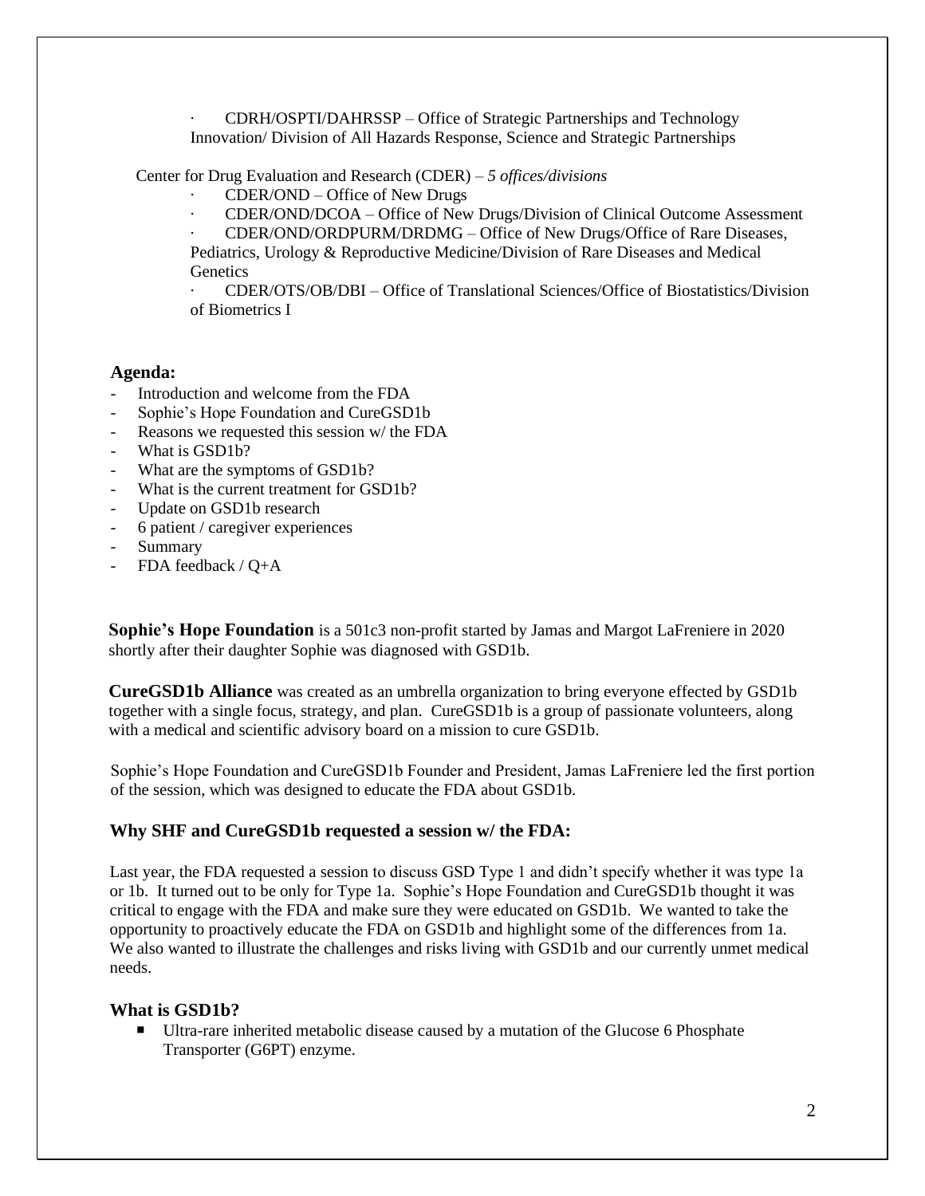- CDRH/OSPTI/DAHRSSP – Office of Strategic Partnerships and Technology Innovation/ Division of All Hazards Response, Science and Strategic Partnerships

Center for Drug Evaluation and Research (CDER) – *5 offices/divisions*

- CDER/OND – Office of New Drugs
- CDER/OND/DCOA – Office of New Drugs/Division of Clinical Outcome Assessment
- CDER/OND/ORDPURM/DRDMG – Office of New Drugs/Office of Rare Diseases, Pediatrics, Urology & Reproductive Medicine/Division of Rare Diseases and Medical Genetics
- CDER/OTS/OB/DBI – Office of Translational Sciences/Office of Biostatistics/Division of Biometrics I

**Agenda:**

- Introduction and welcome from the FDA
- Sophie's Hope Foundation and CureGSD1b
- Reasons we requested this session w/ the FDA
- What is GSD1b?
- What are the symptoms of GSD1b?
- What is the current treatment for GSD1b?
- Update on GSD1b research
- 6 patient / caregiver experiences
- Summary
- FDA feedback / Q+A

**Sophie's Hope Foundation** is a 501c3 non-profit started by Jamas and Margot LaFreniere in 2020 shortly after their daughter Sophie was diagnosed with GSD1b.

**CureGSD1b Alliance** was created as an umbrella organization to bring everyone effected by GSD1b together with a single focus, strategy, and plan. CureGSD1b is a group of passionate volunteers, along with a medical and scientific advisory board on a mission to cure GSD1b.

Sophie's Hope Foundation and CureGSD1b Founder and President, Jamas LaFreniere led the first portion of the session, which was designed to educate the FDA about GSD1b.

### Why SHF and CureGSD1b requested a session w/ the FDA:

Last year, the FDA requested a session to discuss GSD Type 1 and didn't specify whether it was type 1a or 1b. It turned out to be only for Type 1a. Sophie's Hope Foundation and CureGSD1b thought it was critical to engage with the FDA and make sure they were educated on GSD1b. We wanted to take the opportunity to proactively educate the FDA on GSD1b and highlight some of the differences from 1a. We also wanted to illustrate the challenges and risks living with GSD1b and our currently unmet medical needs.

### What is GSD1b?

- Ultra-rare inherited metabolic disease caused by a mutation of the Glucose 6 Phosphate Transporter (G6PT) enzyme.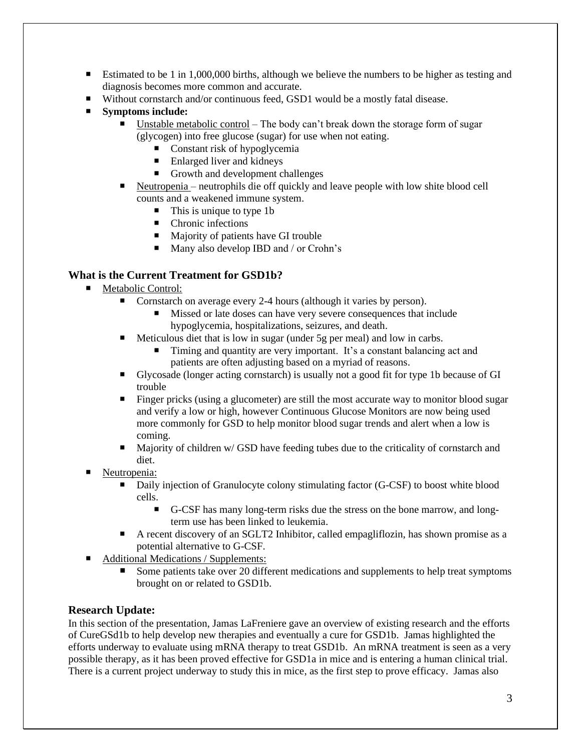- Estimated to be 1 in 1,000,000 births, although we believe the numbers to be higher as testing and diagnosis becomes more common and accurate.
- Without cornstarch and/or continuous feed, GSD1 would be a mostly fatal disease.
- **Symptoms include:**
    - Unstable metabolic control – The body can't break down the storage form of sugar (glycogen) into free glucose (sugar) for use when not eating.
        - Constant risk of hypoglycemia
        - Enlarged liver and kidneys
        - Growth and development challenges
    - Neutropenia – neutrophils die off quickly and leave people with low shite blood cell counts and a weakened immune system.
        - This is unique to type 1b
        - Chronic infections
        - Majority of patients have GI trouble
        - Many also develop IBD and / or Crohn's

### What is the Current Treatment for GSD1b?

- Metabolic Control:
    - Cornstarch on average every 2-4 hours (although it varies by person).
        - Missed or late doses can have very severe consequences that include hypoglycemia, hospitalizations, seizures, and death.
    - Meticulous diet that is low in sugar (under 5g per meal) and low in carbs.
        - Timing and quantity are very important. It's a constant balancing act and patients are often adjusting based on a myriad of reasons.
    - Glycosade (longer acting cornstarch) is usually not a good fit for type 1b because of GI trouble
    - Finger pricks (using a glucometer) are still the most accurate way to monitor blood sugar and verify a low or high, however Continuous Glucose Monitors are now being used more commonly for GSD to help monitor blood sugar trends and alert when a low is coming.
    - Majority of children w/ GSD have feeding tubes due to the criticality of cornstarch and diet.
- Neutropenia:
    - Daily injection of Granulocyte colony stimulating factor (G-CSF) to boost white blood cells.
        - G-CSF has many long-term risks due the stress on the bone marrow, and long-term use has been linked to leukemia.
    - A recent discovery of an SGLT2 Inhibitor, called empagliflozin, has shown promise as a potential alternative to G-CSF.
- Additional Medications / Supplements:
    - Some patients take over 20 different medications and supplements to help treat symptoms brought on or related to GSD1b.

### Research Update:

In this section of the presentation, Jamas LaFreniere gave an overview of existing research and the efforts of CureGSd1b to help develop new therapies and eventually a cure for GSD1b. Jamas highlighted the efforts underway to evaluate using mRNA therapy to treat GSD1b. An mRNA treatment is seen as a very possible therapy, as it has been proved effective for GSD1a in mice and is entering a human clinical trial. There is a current project underway to study this in mice, as the first step to prove efficacy. Jamas also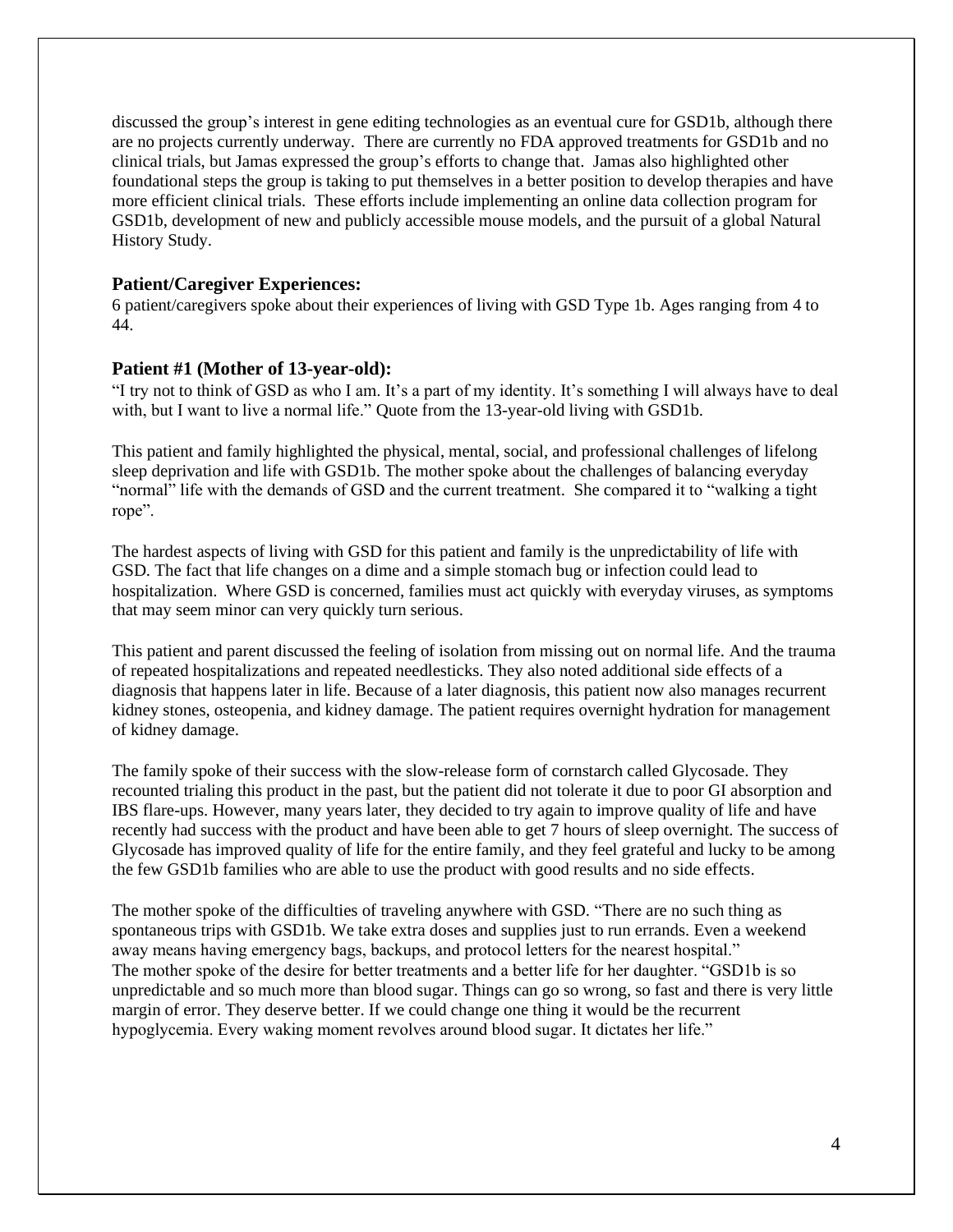discussed the group's interest in gene editing technologies as an eventual cure for GSD1b, although there are no projects currently underway. There are currently no FDA approved treatments for GSD1b and no clinical trials, but Jamas expressed the group's efforts to change that. Jamas also highlighted other foundational steps the group is taking to put themselves in a better position to develop therapies and have more efficient clinical trials. These efforts include implementing an online data collection program for GSD1b, development of new and publicly accessible mouse models, and the pursuit of a global Natural History Study.

### Patient/Caregiver Experiences:

6 patient/caregivers spoke about their experiences of living with GSD Type 1b. Ages ranging from 4 to 44.

### Patient #1 (Mother of 13-year-old):

"I try not to think of GSD as who I am. It's a part of my identity. It's something I will always have to deal with, but I want to live a normal life." Quote from the 13-year-old living with GSD1b.

This patient and family highlighted the physical, mental, social, and professional challenges of lifelong sleep deprivation and life with GSD1b. The mother spoke about the challenges of balancing everyday "normal" life with the demands of GSD and the current treatment. She compared it to "walking a tight rope".

The hardest aspects of living with GSD for this patient and family is the unpredictability of life with GSD. The fact that life changes on a dime and a simple stomach bug or infection could lead to hospitalization. Where GSD is concerned, families must act quickly with everyday viruses, as symptoms that may seem minor can very quickly turn serious.

This patient and parent discussed the feeling of isolation from missing out on normal life. And the trauma of repeated hospitalizations and repeated needlesticks. They also noted additional side effects of a diagnosis that happens later in life. Because of a later diagnosis, this patient now also manages recurrent kidney stones, osteopenia, and kidney damage. The patient requires overnight hydration for management of kidney damage.

The family spoke of their success with the slow-release form of cornstarch called Glycosade. They recounted trialing this product in the past, but the patient did not tolerate it due to poor GI absorption and IBS flare-ups. However, many years later, they decided to try again to improve quality of life and have recently had success with the product and have been able to get 7 hours of sleep overnight. The success of Glycosade has improved quality of life for the entire family, and they feel grateful and lucky to be among the few GSD1b families who are able to use the product with good results and no side effects.

The mother spoke of the difficulties of traveling anywhere with GSD. "There are no such thing as spontaneous trips with GSD1b. We take extra doses and supplies just to run errands. Even a weekend away means having emergency bags, backups, and protocol letters for the nearest hospital."
The mother spoke of the desire for better treatments and a better life for her daughter. "GSD1b is so unpredictable and so much more than blood sugar. Things can go so wrong, so fast and there is very little margin of error. They deserve better. If we could change one thing it would be the recurrent hypoglycemia. Every waking moment revolves around blood sugar. It dictates her life."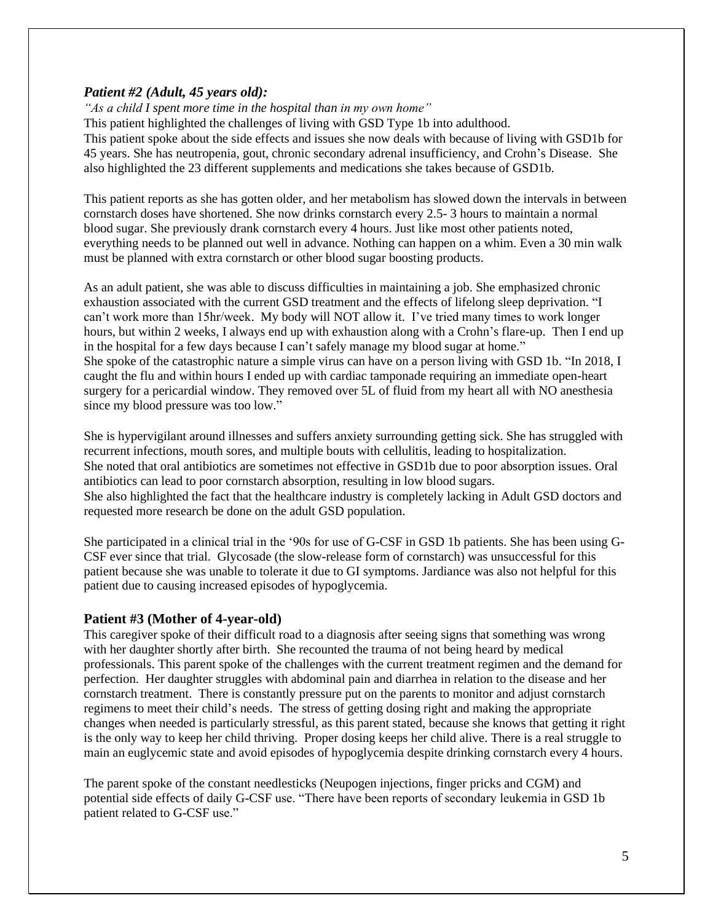### *Patient #2 (Adult, 45 years old):*

*"As a child I spent more time in the hospital than in my own home"*

This patient highlighted the challenges of living with GSD Type 1b into adulthood.

This patient spoke about the side effects and issues she now deals with because of living with GSD1b for 45 years. She has neutropenia, gout, chronic secondary adrenal insufficiency, and Crohn's Disease. She also highlighted the 23 different supplements and medications she takes because of GSD1b.

This patient reports as she has gotten older, and her metabolism has slowed down the intervals in between cornstarch doses have shortened. She now drinks cornstarch every 2.5- 3 hours to maintain a normal blood sugar. She previously drank cornstarch every 4 hours. Just like most other patients noted, everything needs to be planned out well in advance. Nothing can happen on a whim. Even a 30 min walk must be planned with extra cornstarch or other blood sugar boosting products.

As an adult patient, she was able to discuss difficulties in maintaining a job. She emphasized chronic exhaustion associated with the current GSD treatment and the effects of lifelong sleep deprivation. "I can't work more than 15hr/week. My body will NOT allow it. I've tried many times to work longer hours, but within 2 weeks, I always end up with exhaustion along with a Crohn's flare-up. Then I end up in the hospital for a few days because I can't safely manage my blood sugar at home."

She spoke of the catastrophic nature a simple virus can have on a person living with GSD 1b. "In 2018, I caught the flu and within hours I ended up with cardiac tamponade requiring an immediate open-heart surgery for a pericardial window. They removed over 5L of fluid from my heart all with NO anesthesia since my blood pressure was too low."

She is hypervigilant around illnesses and suffers anxiety surrounding getting sick. She has struggled with recurrent infections, mouth sores, and multiple bouts with cellulitis, leading to hospitalization.

She noted that oral antibiotics are sometimes not effective in GSD1b due to poor absorption issues. Oral antibiotics can lead to poor cornstarch absorption, resulting in low blood sugars.

She also highlighted the fact that the healthcare industry is completely lacking in Adult GSD doctors and requested more research be done on the adult GSD population.

She participated in a clinical trial in the '90s for use of G-CSF in GSD 1b patients. She has been using G-CSF ever since that trial. Glycosade (the slow-release form of cornstarch) was unsuccessful for this patient because she was unable to tolerate it due to GI symptoms. Jardiance was also not helpful for this patient due to causing increased episodes of hypoglycemia.

### **Patient #3 (Mother of 4-year-old)**

This caregiver spoke of their difficult road to a diagnosis after seeing signs that something was wrong with her daughter shortly after birth. She recounted the trauma of not being heard by medical professionals. This parent spoke of the challenges with the current treatment regimen and the demand for perfection. Her daughter struggles with abdominal pain and diarrhea in relation to the disease and her cornstarch treatment. There is constantly pressure put on the parents to monitor and adjust cornstarch regimens to meet their child's needs. The stress of getting dosing right and making the appropriate changes when needed is particularly stressful, as this parent stated, because she knows that getting it right is the only way to keep her child thriving. Proper dosing keeps her child alive. There is a real struggle to main an euglycemic state and avoid episodes of hypoglycemia despite drinking cornstarch every 4 hours.

The parent spoke of the constant needlesticks (Neupogen injections, finger pricks and CGM) and potential side effects of daily G-CSF use. "There have been reports of secondary leukemia in GSD 1b patient related to G-CSF use."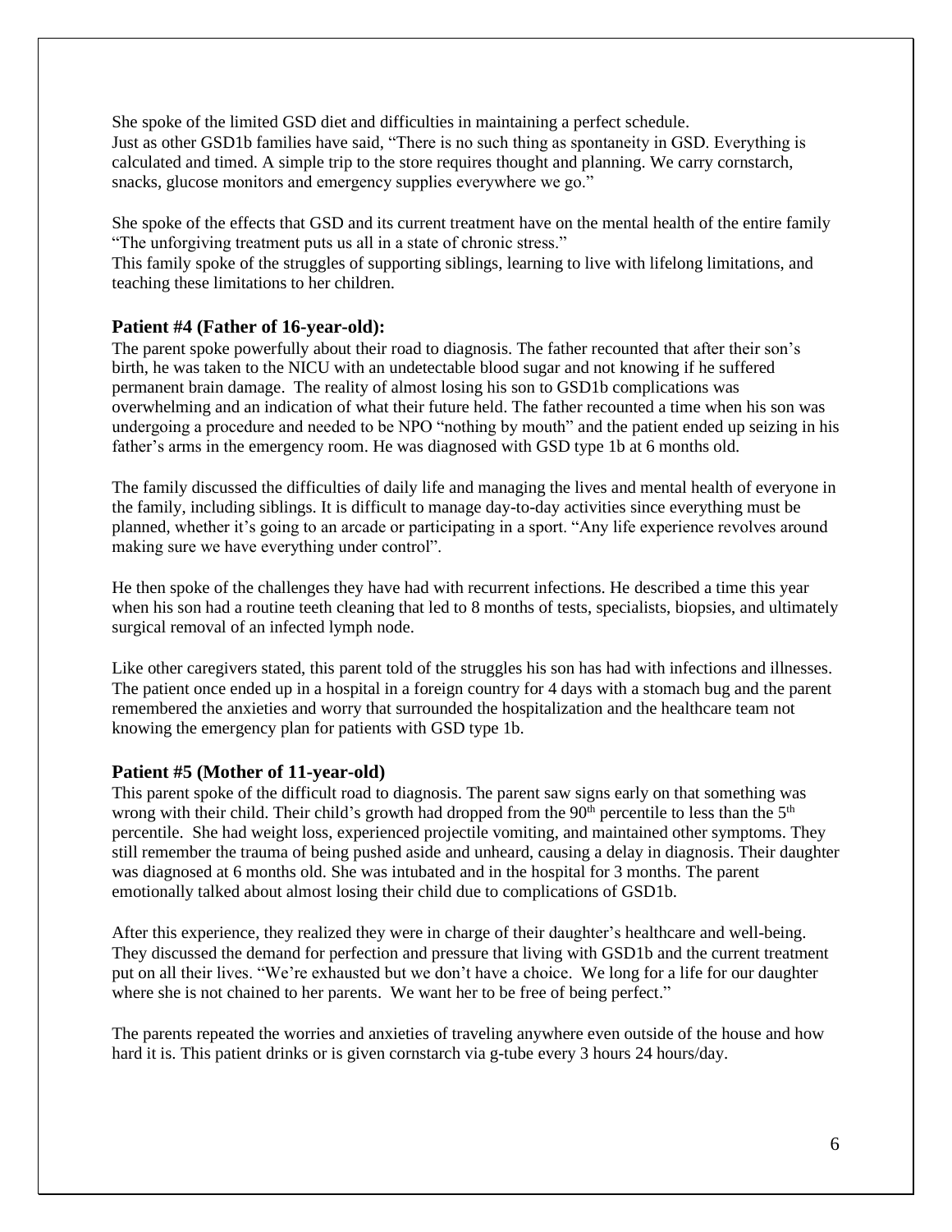She spoke of the limited GSD diet and difficulties in maintaining a perfect schedule.
Just as other GSD1b families have said, "There is no such thing as spontaneity in GSD. Everything is calculated and timed. A simple trip to the store requires thought and planning. We carry cornstarch, snacks, glucose monitors and emergency supplies everywhere we go."

She spoke of the effects that GSD and its current treatment have on the mental health of the entire family "The unforgiving treatment puts us all in a state of chronic stress."
This family spoke of the struggles of supporting siblings, learning to live with lifelong limitations, and teaching these limitations to her children.

### Patient #4 (Father of 16-year-old):

The parent spoke powerfully about their road to diagnosis. The father recounted that after their son's birth, he was taken to the NICU with an undetectable blood sugar and not knowing if he suffered permanent brain damage. The reality of almost losing his son to GSD1b complications was overwhelming and an indication of what their future held. The father recounted a time when his son was undergoing a procedure and needed to be NPO "nothing by mouth" and the patient ended up seizing in his father's arms in the emergency room. He was diagnosed with GSD type 1b at 6 months old.

The family discussed the difficulties of daily life and managing the lives and mental health of everyone in the family, including siblings. It is difficult to manage day-to-day activities since everything must be planned, whether it's going to an arcade or participating in a sport. "Any life experience revolves around making sure we have everything under control".

He then spoke of the challenges they have had with recurrent infections. He described a time this year when his son had a routine teeth cleaning that led to 8 months of tests, specialists, biopsies, and ultimately surgical removal of an infected lymph node.

Like other caregivers stated, this parent told of the struggles his son has had with infections and illnesses. The patient once ended up in a hospital in a foreign country for 4 days with a stomach bug and the parent remembered the anxieties and worry that surrounded the hospitalization and the healthcare team not knowing the emergency plan for patients with GSD type 1b.

### Patient #5 (Mother of 11-year-old)

This parent spoke of the difficult road to diagnosis. The parent saw signs early on that something was wrong with their child. Their child's growth had dropped from the 90th percentile to less than the 5th percentile. She had weight loss, experienced projectile vomiting, and maintained other symptoms. They still remember the trauma of being pushed aside and unheard, causing a delay in diagnosis. Their daughter was diagnosed at 6 months old. She was intubated and in the hospital for 3 months. The parent emotionally talked about almost losing their child due to complications of GSD1b.

After this experience, they realized they were in charge of their daughter's healthcare and well-being. They discussed the demand for perfection and pressure that living with GSD1b and the current treatment put on all their lives. "We're exhausted but we don't have a choice. We long for a life for our daughter where she is not chained to her parents. We want her to be free of being perfect."

The parents repeated the worries and anxieties of traveling anywhere even outside of the house and how hard it is. This patient drinks or is given cornstarch via g-tube every 3 hours 24 hours/day.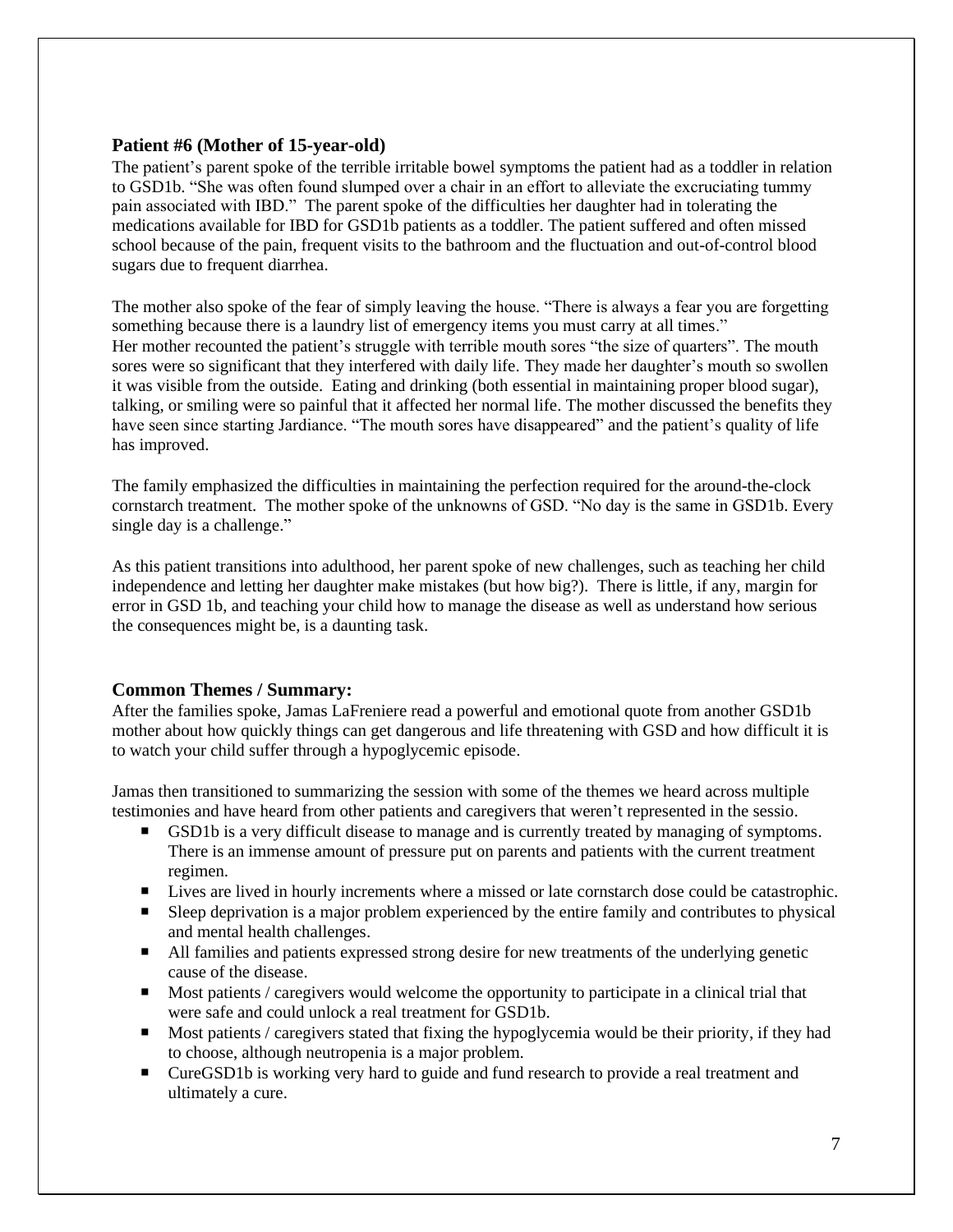### Patient #6 (Mother of 15-year-old)

The patient's parent spoke of the terrible irritable bowel symptoms the patient had as a toddler in relation to GSD1b. "She was often found slumped over a chair in an effort to alleviate the excruciating tummy pain associated with IBD." The parent spoke of the difficulties her daughter had in tolerating the medications available for IBD for GSD1b patients as a toddler. The patient suffered and often missed school because of the pain, frequent visits to the bathroom and the fluctuation and out-of-control blood sugars due to frequent diarrhea.

The mother also spoke of the fear of simply leaving the house. "There is always a fear you are forgetting something because there is a laundry list of emergency items you must carry at all times."
Her mother recounted the patient's struggle with terrible mouth sores "the size of quarters". The mouth sores were so significant that they interfered with daily life. They made her daughter's mouth so swollen it was visible from the outside. Eating and drinking (both essential in maintaining proper blood sugar), talking, or smiling were so painful that it affected her normal life. The mother discussed the benefits they have seen since starting Jardiance. "The mouth sores have disappeared" and the patient's quality of life has improved.

The family emphasized the difficulties in maintaining the perfection required for the around-the-clock cornstarch treatment. The mother spoke of the unknowns of GSD. "No day is the same in GSD1b. Every single day is a challenge."

As this patient transitions into adulthood, her parent spoke of new challenges, such as teaching her child independence and letting her daughter make mistakes (but how big?). There is little, if any, margin for error in GSD 1b, and teaching your child how to manage the disease as well as understand how serious the consequences might be, is a daunting task.

### Common Themes / Summary:

After the families spoke, Jamas LaFreniere read a powerful and emotional quote from another GSD1b mother about how quickly things can get dangerous and life threatening with GSD and how difficult it is to watch your child suffer through a hypoglycemic episode.

Jamas then transitioned to summarizing the session with some of the themes we heard across multiple testimonies and have heard from other patients and caregivers that weren't represented in the sessio.

- GSD1b is a very difficult disease to manage and is currently treated by managing of symptoms. There is an immense amount of pressure put on parents and patients with the current treatment regimen.
- Lives are lived in hourly increments where a missed or late cornstarch dose could be catastrophic.
- Sleep deprivation is a major problem experienced by the entire family and contributes to physical and mental health challenges.
- All families and patients expressed strong desire for new treatments of the underlying genetic cause of the disease.
- Most patients / caregivers would welcome the opportunity to participate in a clinical trial that were safe and could unlock a real treatment for GSD1b.
- Most patients / caregivers stated that fixing the hypoglycemia would be their priority, if they had to choose, although neutropenia is a major problem.
- CureGSD1b is working very hard to guide and fund research to provide a real treatment and ultimately a cure.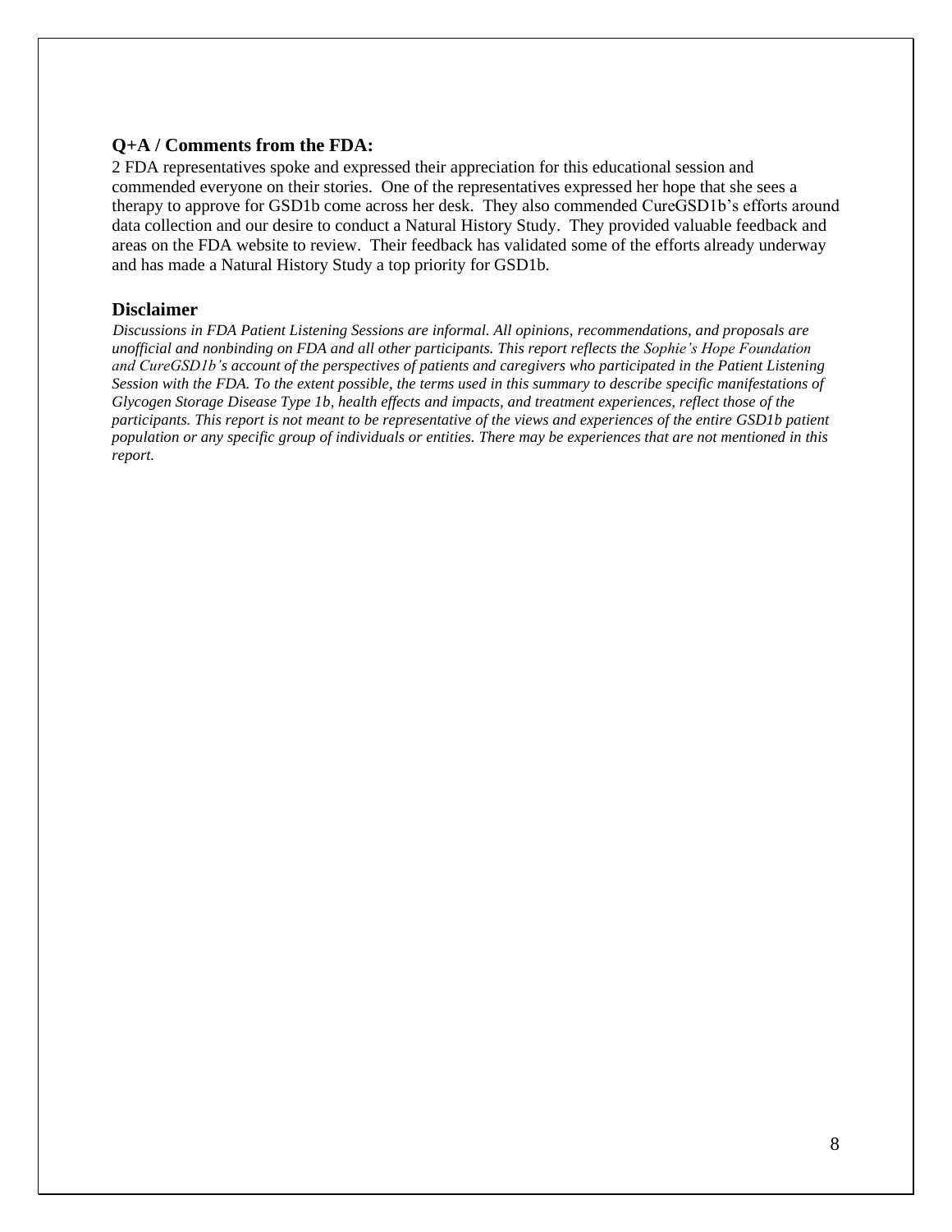## Q+A / Comments from the FDA:

2 FDA representatives spoke and expressed their appreciation for this educational session and commended everyone on their stories. One of the representatives expressed her hope that she sees a therapy to approve for GSD1b come across her desk. They also commended CureGSD1b's efforts around data collection and our desire to conduct a Natural History Study. They provided valuable feedback and areas on the FDA website to review. Their feedback has validated some of the efforts already underway and has made a Natural History Study a top priority for GSD1b.

## Disclaimer

*Discussions in FDA Patient Listening Sessions are informal. All opinions, recommendations, and proposals are unofficial and nonbinding on FDA and all other participants. This report reflects the Sophie's Hope Foundation and CureGSD1b's account of the perspectives of patients and caregivers who participated in the Patient Listening Session with the FDA. To the extent possible, the terms used in this summary to describe specific manifestations of Glycogen Storage Disease Type 1b, health effects and impacts, and treatment experiences, reflect those of the participants. This report is not meant to be representative of the views and experiences of the entire GSD1b patient population or any specific group of individuals or entities. There may be experiences that are not mentioned in this report.*